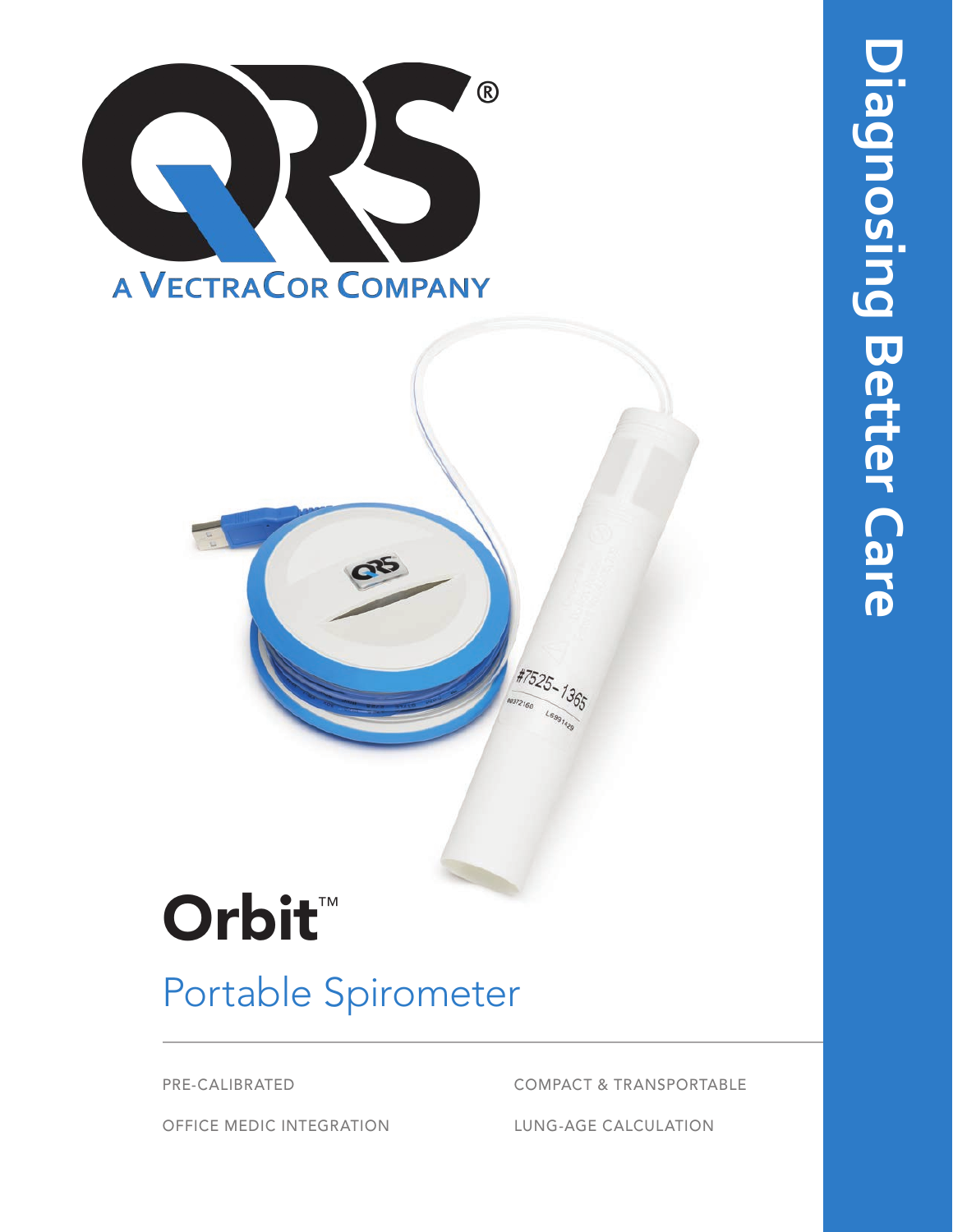QRS®

A VECTRACOR COMPANY

Diagnosing Better Care

# Orbit™

## Portable Spirometer

PRE-CALIBRATED

COMPACT & TRANSPORTABLE

OFFICE MEDIC INTEGRATION

LUNG-AGE CALCULATION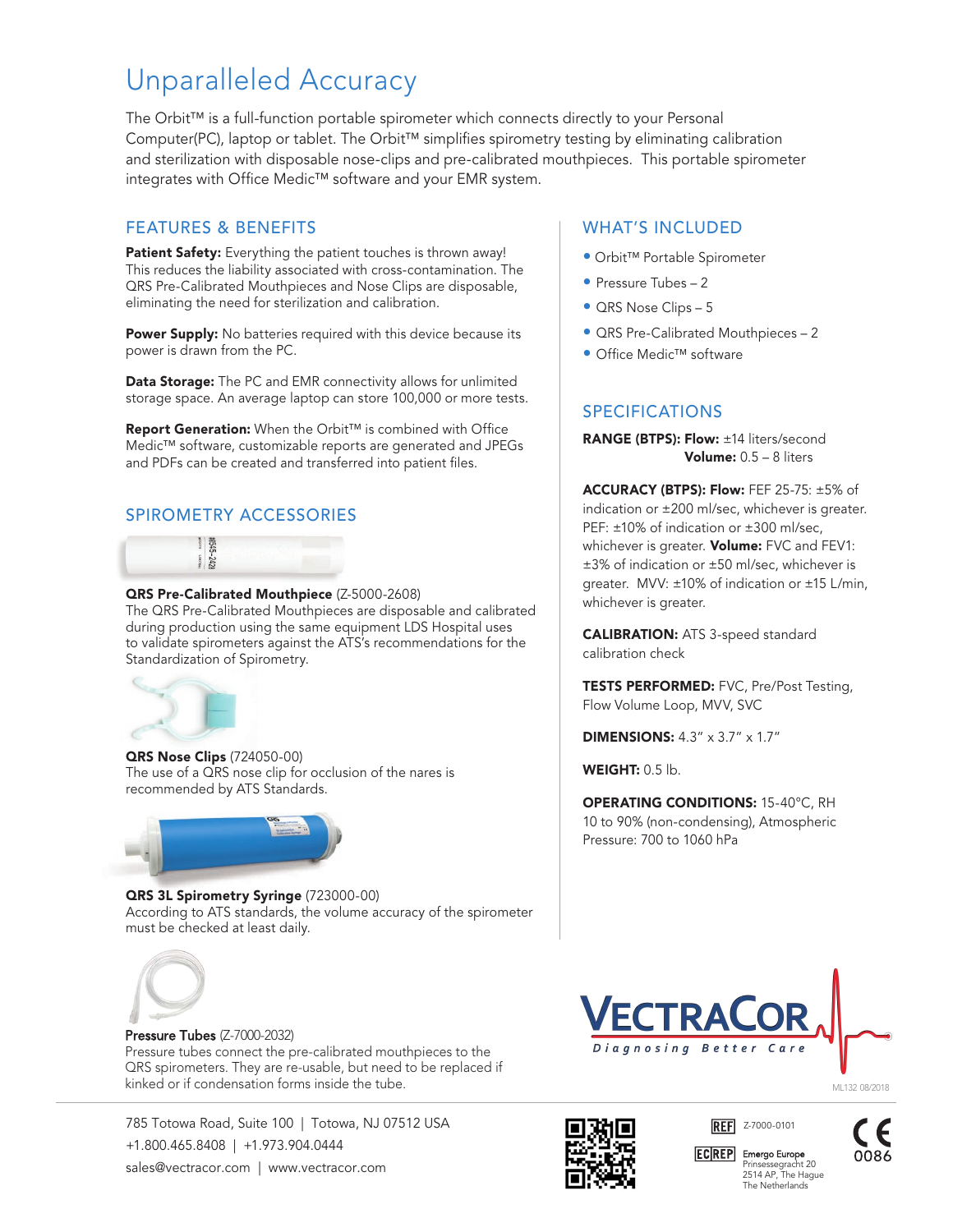# Unparalleled Accuracy

The Orbit™ is a full-function portable spirometer which connects directly to your Personal Computer(PC), laptop or tablet. The Orbit™ simplifies spirometry testing by eliminating calibration and sterilization with disposable nose-clips and pre-calibrated mouthpieces. This portable spirometer integrates with Office Medic™ software and your EMR system.

## FEATURES & BENEFITS

**Patient Safety:** Everything the patient touches is thrown away! This reduces the liability associated with cross-contamination. The QRS Pre-Calibrated Mouthpieces and Nose Clips are disposable, eliminating the need for sterilization and calibration.

**Power Supply:** No batteries required with this device because its power is drawn from the PC.

**Data Storage:** The PC and EMR connectivity allows for unlimited storage space. An average laptop can store 100,000 or more tests.

**Report Generation:** When the Orbit™ is combined with Office Medic™ software, customizable reports are generated and JPEGs and PDFs can be created and transferred into patient files.

## SPIROMETRY ACCESSORIES

**QRS Pre-Calibrated Mouthpiece** (Z-5000-2608)
The QRS Pre-Calibrated Mouthpieces are disposable and calibrated during production using the same equipment LDS Hospital uses to validate spirometers against the ATS's recommendations for the Standardization of Spirometry.

**QRS Nose Clips** (724050-00)
The use of a QRS nose clip for occlusion of the nares is recommended by ATS Standards.

**QRS 3L Spirometry Syringe** (723000-00)
According to ATS standards, the volume accuracy of the spirometer must be checked at least daily.

**Pressure Tubes** (Z-7000-2032)
Pressure tubes connect the pre-calibrated mouthpieces to the QRS spirometers. They are re-usable, but need to be replaced if kinked or if condensation forms inside the tube.

## WHAT'S INCLUDED

- Orbit™ Portable Spirometer
- Pressure Tubes – 2
- QRS Nose Clips – 5
- QRS Pre-Calibrated Mouthpieces – 2
- Office Medic™ software

## SPECIFICATIONS

**RANGE (BTPS): Flow:** ±14 liters/second
**Volume:** 0.5 – 8 liters

**ACCURACY (BTPS): Flow:** FEF 25-75: ±5% of indication or ±200 ml/sec, whichever is greater. PEF: ±10% of indication or ±300 ml/sec, whichever is greater. **Volume:** FVC and FEV1: ±3% of indication or ±50 ml/sec, whichever is greater. MVV: ±10% of indication or ±15 L/min, whichever is greater.

**CALIBRATION:** ATS 3-speed standard calibration check

**TESTS PERFORMED:** FVC, Pre/Post Testing, Flow Volume Loop, MVV, SVC

**DIMENSIONS:** 4.3" x 3.7" x 1.7"

**WEIGHT:** 0.5 lb.

**OPERATING CONDITIONS:** 15-40°C, RH 10 to 90% (non-condensing), Atmospheric Pressure: 700 to 1060 hPa

VECTRACOR
Diagnosing Better Care

ML132 08/2018

785 Totowa Road, Suite 100 | Totowa, NJ 07512 USA
+1.800.465.8408 | +1.973.904.0444
sales@vectracor.com | www.vectracor.com

REF Z-7000-0101

EC REP Emergo Europe
Prinsessegracht 20
2514 AP, The Hague
The Netherlands

CE 0086